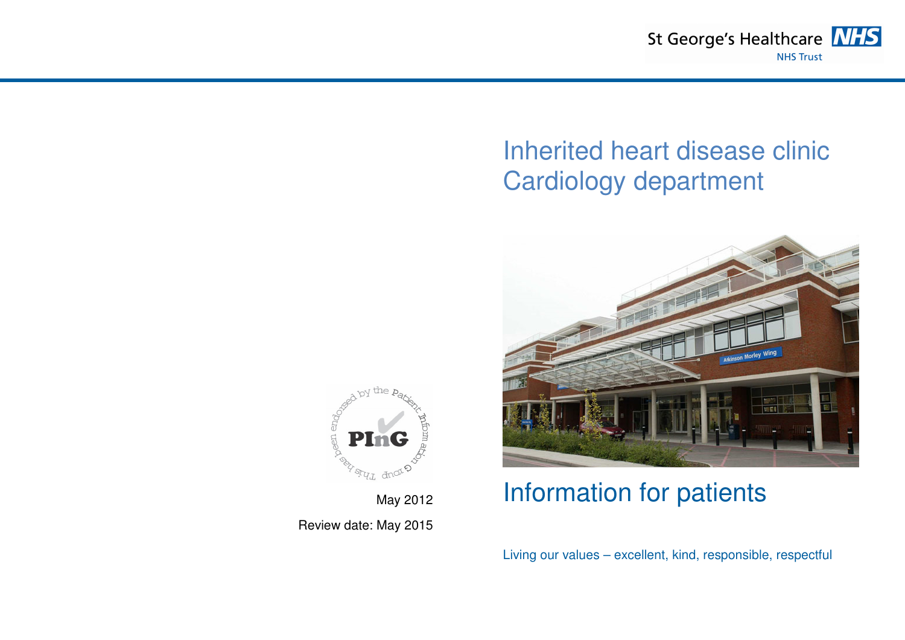St George's Healthcare NHS Trust

# Inherited heart disease clinic Cardiology department

# Information for patients

Living our values – excellent, kind, responsible, respectful

This has been endorsed by the Patient Information Group

PInG

May 2012

Review date: May 2015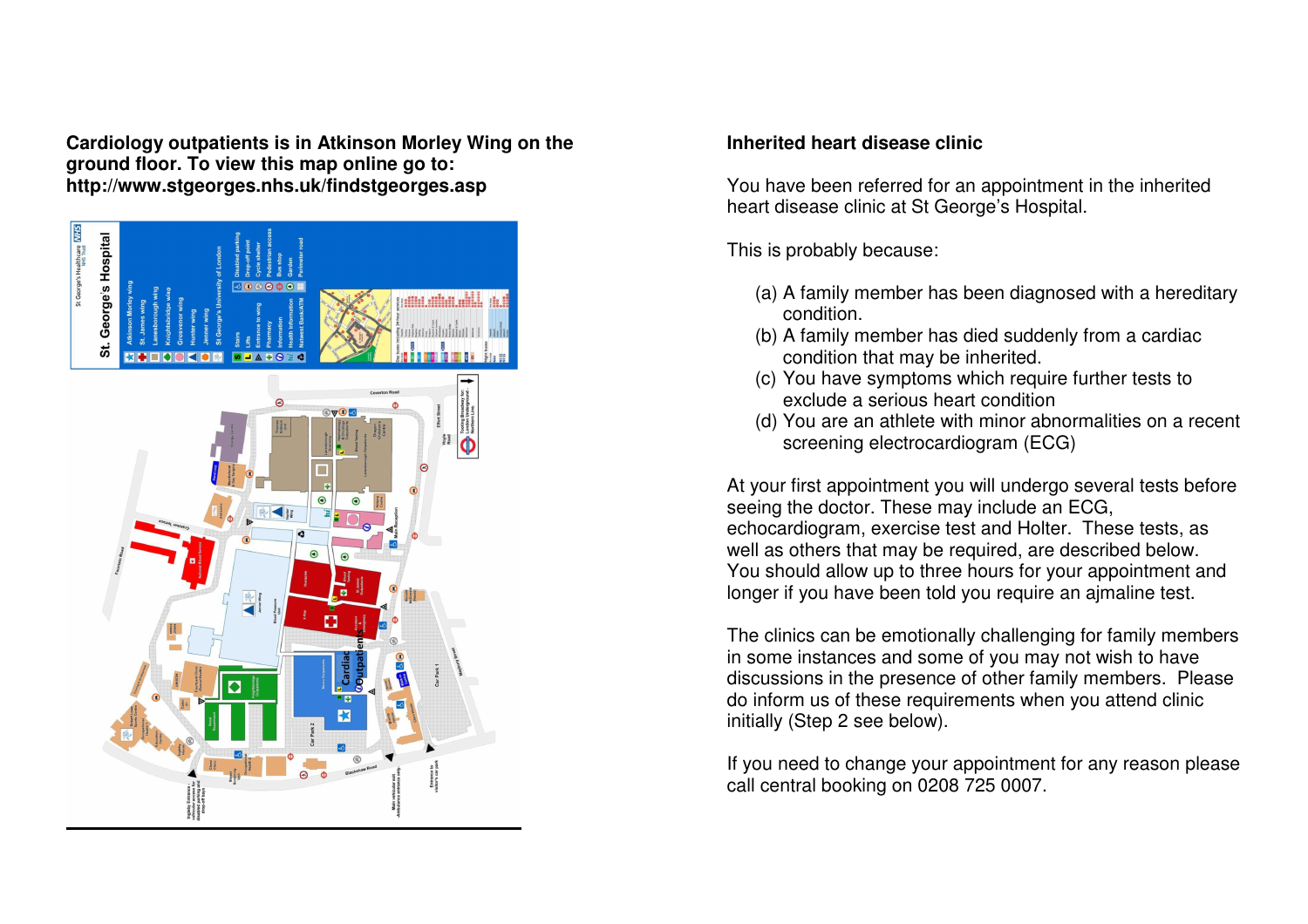**Cardiology outpatients is in Atkinson Morley Wing on the ground floor. To view this map online go to: http://www.stgeorges.nhs.uk/findstgeorges.asp**

## Inherited heart disease clinic

You have been referred for an appointment in the inherited heart disease clinic at St George's Hospital.

This is probably because:

(a) A family member has been diagnosed with a hereditary condition.
(b) A family member has died suddenly from a cardiac condition that may be inherited.
(c) You have symptoms which require further tests to exclude a serious heart condition
(d) You are an athlete with minor abnormalities on a recent screening electrocardiogram (ECG)

At your first appointment you will undergo several tests before seeing the doctor. These may include an ECG, echocardiogram, exercise test and Holter. These tests, as well as others that may be required, are described below. You should allow up to three hours for your appointment and longer if you have been told you require an ajmaline test.

The clinics can be emotionally challenging for family members in some instances and some of you may not wish to have discussions in the presence of other family members. Please do inform us of these requirements when you attend clinic initially (Step 2 see below).

If you need to change your appointment for any reason please call central booking on 0208 725 0007.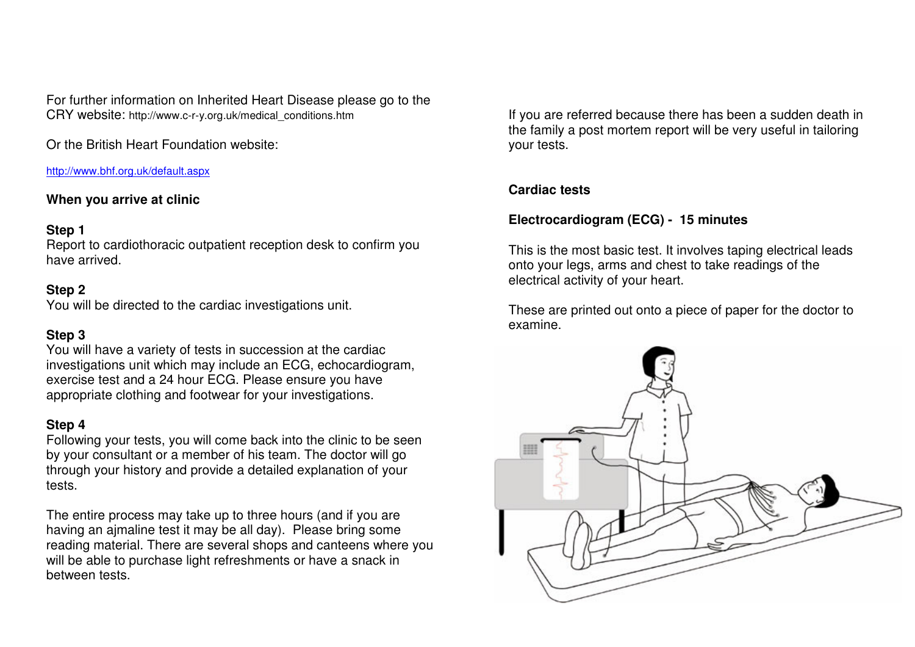For further information on Inherited Heart Disease please go to the CRY website: http://www.c-r-y.org.uk/medical_conditions.htm

Or the British Heart Foundation website:

http://www.bhf.org.uk/default.aspx

**When you arrive at clinic**

**Step 1**
Report to cardiothoracic outpatient reception desk to confirm you have arrived.

**Step 2**
You will be directed to the cardiac investigations unit.

**Step 3**
You will have a variety of tests in succession at the cardiac investigations unit which may include an ECG, echocardiogram, exercise test and a 24 hour ECG. Please ensure you have appropriate clothing and footwear for your investigations.

**Step 4**
Following your tests, you will come back into the clinic to be seen by your consultant or a member of his team. The doctor will go through your history and provide a detailed explanation of your tests.

The entire process may take up to three hours (and if you are having an ajmaline test it may be all day). Please bring some reading material. There are several shops and canteens where you will be able to purchase light refreshments or have a snack in between tests.

If you are referred because there has been a sudden death in the family a post mortem report will be very useful in tailoring your tests.

**Cardiac tests**

**Electrocardiogram (ECG) - 15 minutes**

This is the most basic test. It involves taping electrical leads onto your legs, arms and chest to take readings of the electrical activity of your heart.

These are printed out onto a piece of paper for the doctor to examine.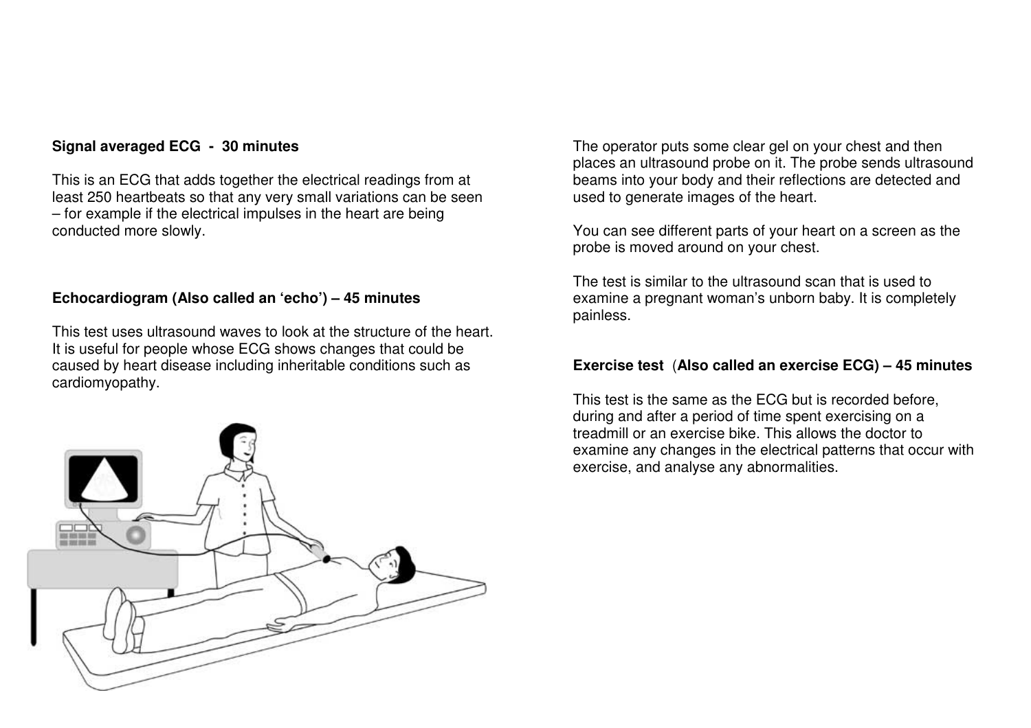**Signal averaged ECG - 30 minutes**

This is an ECG that adds together the electrical readings from at least 250 heartbeats so that any very small variations can be seen – for example if the electrical impulses in the heart are being conducted more slowly.

**Echocardiogram (Also called an 'echo') – 45 minutes**

This test uses ultrasound waves to look at the structure of the heart. It is useful for people whose ECG shows changes that could be caused by heart disease including inheritable conditions such as cardiomyopathy.

The operator puts some clear gel on your chest and then places an ultrasound probe on it. The probe sends ultrasound beams into your body and their reflections are detected and used to generate images of the heart.

You can see different parts of your heart on a screen as the probe is moved around on your chest.

The test is similar to the ultrasound scan that is used to examine a pregnant woman's unborn baby. It is completely painless.

**Exercise test (Also called an exercise ECG) – 45 minutes**

This test is the same as the ECG but is recorded before, during and after a period of time spent exercising on a treadmill or an exercise bike. This allows the doctor to examine any changes in the electrical patterns that occur with exercise, and analyse any abnormalities.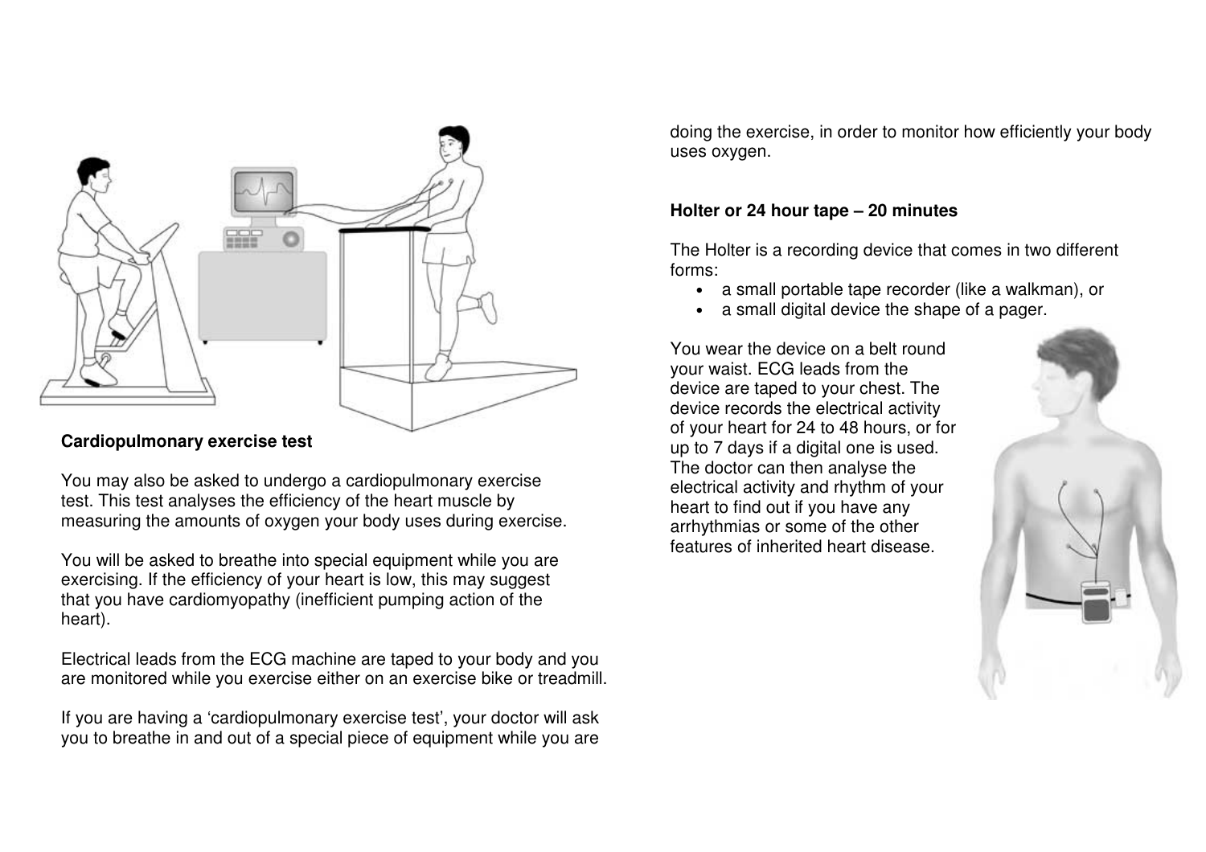### Cardiopulmonary exercise test

You may also be asked to undergo a cardiopulmonary exercise test. This test analyses the efficiency of the heart muscle by measuring the amounts of oxygen your body uses during exercise.

You will be asked to breathe into special equipment while you are exercising. If the efficiency of your heart is low, this may suggest that you have cardiomyopathy (inefficient pumping action of the heart).

Electrical leads from the ECG machine are taped to your body and you are monitored while you exercise either on an exercise bike or treadmill.

If you are having a 'cardiopulmonary exercise test', your doctor will ask you to breathe in and out of a special piece of equipment while you are doing the exercise, in order to monitor how efficiently your body uses oxygen.

### Holter or 24 hour tape – 20 minutes

The Holter is a recording device that comes in two different forms:

- a small portable tape recorder (like a walkman), or
- a small digital device the shape of a pager.

You wear the device on a belt round your waist. ECG leads from the device are taped to your chest. The device records the electrical activity of your heart for 24 to 48 hours, or for up to 7 days if a digital one is used. The doctor can then analyse the electrical activity and rhythm of your heart to find out if you have any arrhythmias or some of the other features of inherited heart disease.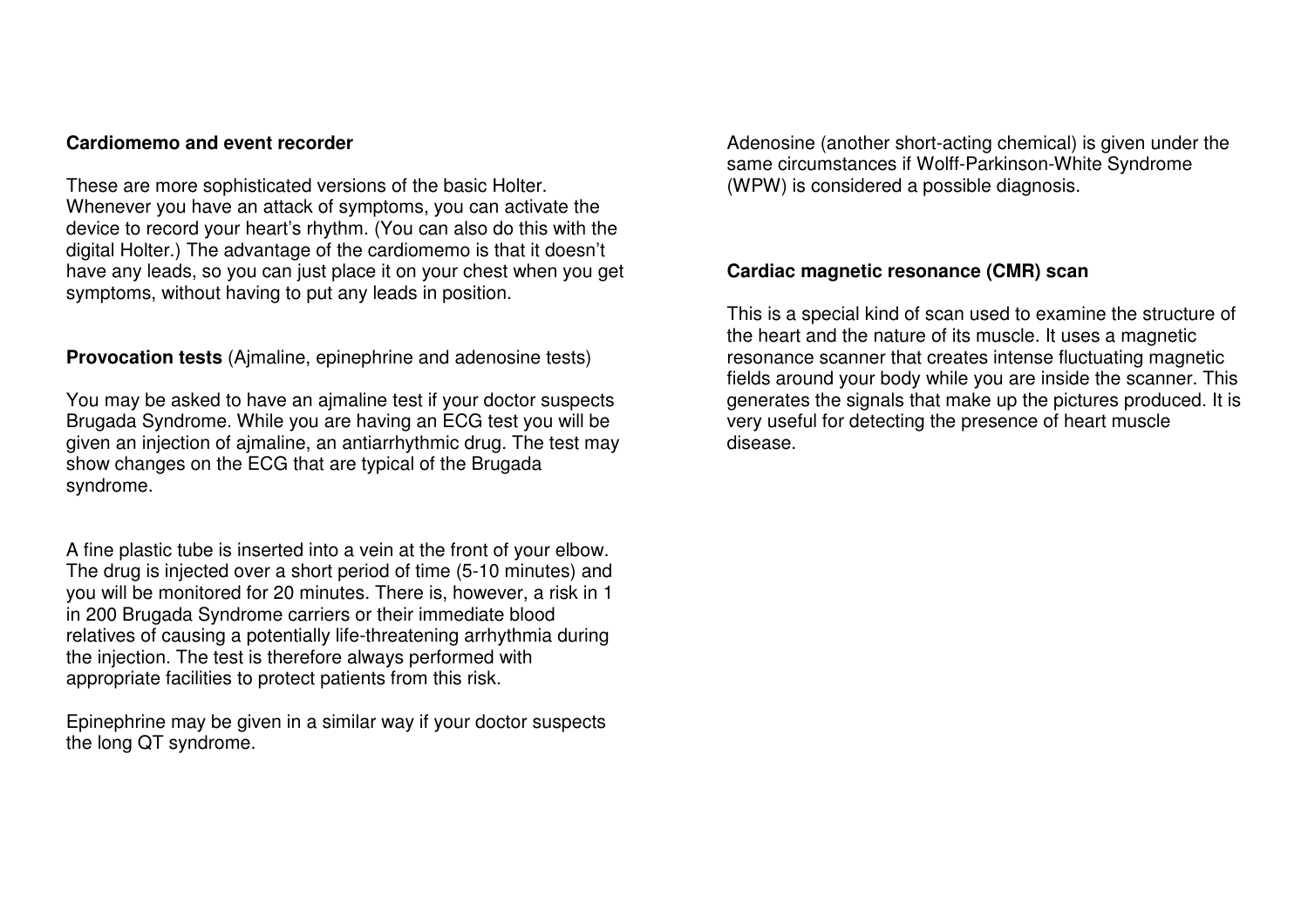**Cardiomemo and event recorder**

These are more sophisticated versions of the basic Holter. Whenever you have an attack of symptoms, you can activate the device to record your heart's rhythm. (You can also do this with the digital Holter.) The advantage of the cardiomemo is that it doesn't have any leads, so you can just place it on your chest when you get symptoms, without having to put any leads in position.

**Provocation tests** (Ajmaline, epinephrine and adenosine tests)

You may be asked to have an ajmaline test if your doctor suspects Brugada Syndrome. While you are having an ECG test you will be given an injection of ajmaline, an antiarrhythmic drug. The test may show changes on the ECG that are typical of the Brugada syndrome.

A fine plastic tube is inserted into a vein at the front of your elbow. The drug is injected over a short period of time (5-10 minutes) and you will be monitored for 20 minutes. There is, however, a risk in 1 in 200 Brugada Syndrome carriers or their immediate blood relatives of causing a potentially life-threatening arrhythmia during the injection. The test is therefore always performed with appropriate facilities to protect patients from this risk.

Epinephrine may be given in a similar way if your doctor suspects the long QT syndrome.

Adenosine (another short-acting chemical) is given under the same circumstances if Wolff-Parkinson-White Syndrome (WPW) is considered a possible diagnosis.

**Cardiac magnetic resonance (CMR) scan**

This is a special kind of scan used to examine the structure of the heart and the nature of its muscle. It uses a magnetic resonance scanner that creates intense fluctuating magnetic fields around your body while you are inside the scanner. This generates the signals that make up the pictures produced. It is very useful for detecting the presence of heart muscle disease.